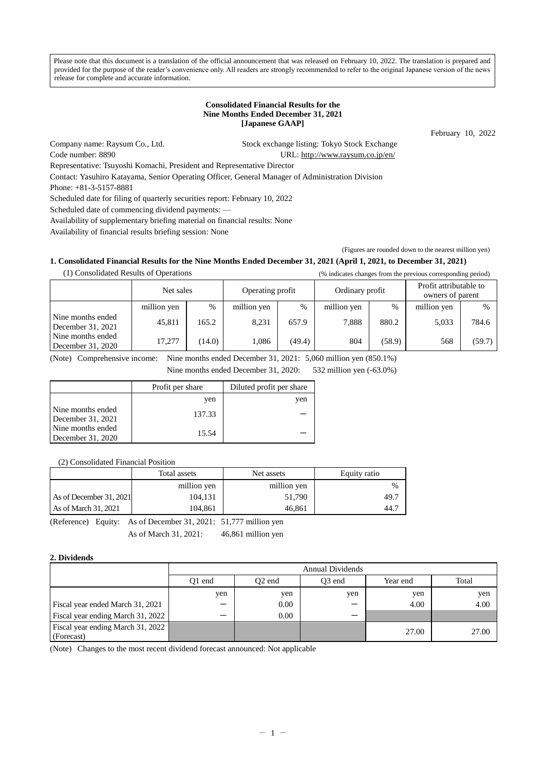Please note that this document is a translation of the official announcement that was released on February 10, 2022. The translation is prepared and provided for the purpose of the reader's convenience only. All readers are strongly recommended to refer to the original Japanese version of the news release for complete and accurate information.

**Consolidated Financial Results for the Nine Months Ended December 31, 2021 [Japanese GAAP]**

February 10, 2022

Company name: Raysum Co., Ltd.  Stock exchange listing: Tokyo Stock Exchange
Code number: 8890  URL: http://www.raysum.co.jp/en/
Representative: Tsuyoshi Komachi, President and Representative Director
Contact: Yasuhiro Katayama, Senior Operating Officer, General Manager of Administration Division
Phone: +81-3-5157-8881
Scheduled date for filing of quarterly securities report: February 10, 2022
Scheduled date of commencing dividend payments: —
Availability of supplementary briefing material on financial results: None
Availability of financial results briefing session: None

(Figures are rounded down to the nearest million yen)

**1. Consolidated Financial Results for the Nine Months Ended December 31, 2021 (April 1, 2021, to December 31, 2021)**

(1) Consolidated Results of Operations (% indicates changes from the previous corresponding period)

| | Net sales | | Operating profit | | Ordinary profit | | Profit attributable to owners of parent | |
|---|---|---|---|---|---|---|---|---|
| | million yen | % | million yen | % | million yen | % | million yen | % |
| Nine months ended December 31, 2021 | 45,811 | 165.2 | 8,231 | 657.9 | 7,888 | 880.2 | 5,033 | 784.6 |
| Nine months ended December 31, 2020 | 17,277 | (14.0) | 1,086 | (49.4) | 804 | (58.9) | 568 | (59.7) |

(Note) Comprehensive income: Nine months ended December 31, 2021: 5,060 million yen (850.1%)
Nine months ended December 31, 2020: 532 million yen (-63.0%)

| | Profit per share | Diluted profit per share |
|---|---|---|
| | yen | yen |
| Nine months ended December 31, 2021 | 137.33 | — |
| Nine months ended December 31, 2020 | 15.54 | — |

(2) Consolidated Financial Position

| | Total assets | Net assets | Equity ratio |
|---|---|---|---|
| | million yen | million yen | % |
| As of December 31, 2021 | 104,131 | 51,790 | 49.7 |
| As of March 31, 2021 | 104,861 | 46,861 | 44.7 |

(Reference) Equity: As of December 31, 2021: 51,777 million yen
As of March 31, 2021: 46,861 million yen

**2. Dividends**

| | Annual Dividends | | | | |
|---|---|---|---|---|---|
| | Q1 end | Q2 end | Q3 end | Year end | Total |
| | yen | yen | yen | yen | yen |
| Fiscal year ended March 31, 2021 | — | 0.00 | — | 4.00 | 4.00 |
| Fiscal year ending March 31, 2022 | — | 0.00 | — | | |
| Fiscal year ending March 31, 2022 (Forecast) | | | | 27.00 | 27.00 |

(Note) Changes to the most recent dividend forecast announced: Not applicable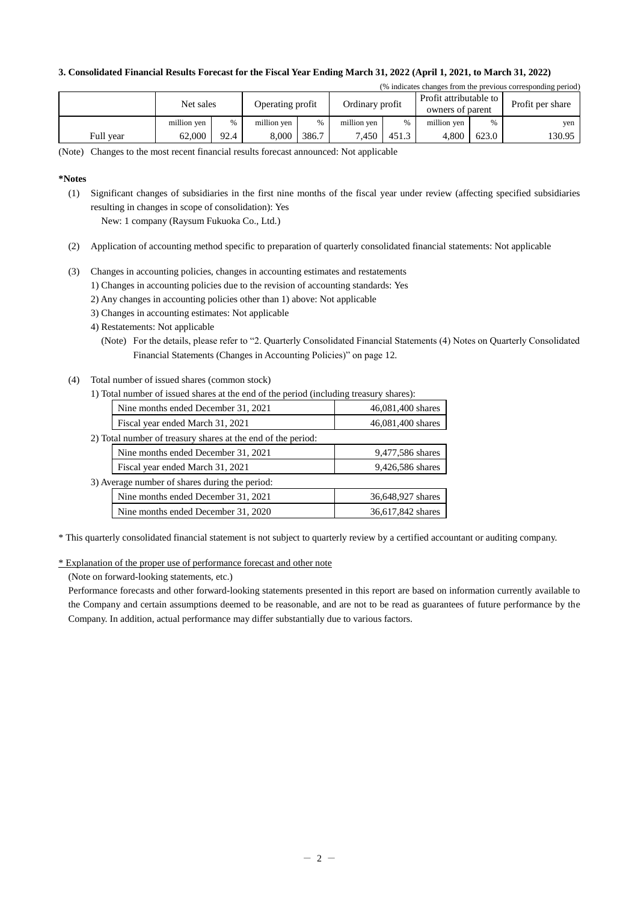### 3. Consolidated Financial Results Forecast for the Fiscal Year Ending March 31, 2022 (April 1, 2021, to March 31, 2022)

(% indicates changes from the previous corresponding period)

| | Net sales | | Operating profit | | Ordinary profit | | Profit attributable to owners of parent | | Profit per share |
|---|---|---|---|---|---|---|---|---|---|
| | million yen | % | million yen | % | million yen | % | million yen | % | yen |
| Full year | 62,000 | 92.4 | 8,000 | 386.7 | 7,450 | 451.3 | 4,800 | 623.0 | 130.95 |

(Note) Changes to the most recent financial results forecast announced: Not applicable

**\*Notes**

(1) Significant changes of subsidiaries in the first nine months of the fiscal year under review (affecting specified subsidiaries resulting in changes in scope of consolidation): Yes
   New: 1 company (Raysum Fukuoka Co., Ltd.)

(2) Application of accounting method specific to preparation of quarterly consolidated financial statements: Not applicable

(3) Changes in accounting policies, changes in accounting estimates and restatements
   1) Changes in accounting policies due to the revision of accounting standards: Yes
   2) Any changes in accounting policies other than 1) above: Not applicable
   3) Changes in accounting estimates: Not applicable
   4) Restatements: Not applicable
      (Note) For the details, please refer to "2. Quarterly Consolidated Financial Statements (4) Notes on Quarterly Consolidated Financial Statements (Changes in Accounting Policies)" on page 12.

(4) Total number of issued shares (common stock)

1) Total number of issued shares at the end of the period (including treasury shares):

| | |
|---|---|
| Nine months ended December 31, 2021 | 46,081,400 shares |
| Fiscal year ended March 31, 2021 | 46,081,400 shares |

2) Total number of treasury shares at the end of the period:

| | |
|---|---|
| Nine months ended December 31, 2021 | 9,477,586 shares |
| Fiscal year ended March 31, 2021 | 9,426,586 shares |

3) Average number of shares during the period:

| | |
|---|---|
| Nine months ended December 31, 2021 | 36,648,927 shares |
| Nine months ended December 31, 2020 | 36,617,842 shares |

\* This quarterly consolidated financial statement is not subject to quarterly review by a certified accountant or auditing company.

\* Explanation of the proper use of performance forecast and other note

(Note on forward-looking statements, etc.)

Performance forecasts and other forward-looking statements presented in this report are based on information currently available to the Company and certain assumptions deemed to be reasonable, and are not to be read as guarantees of future performance by the Company. In addition, actual performance may differ substantially due to various factors.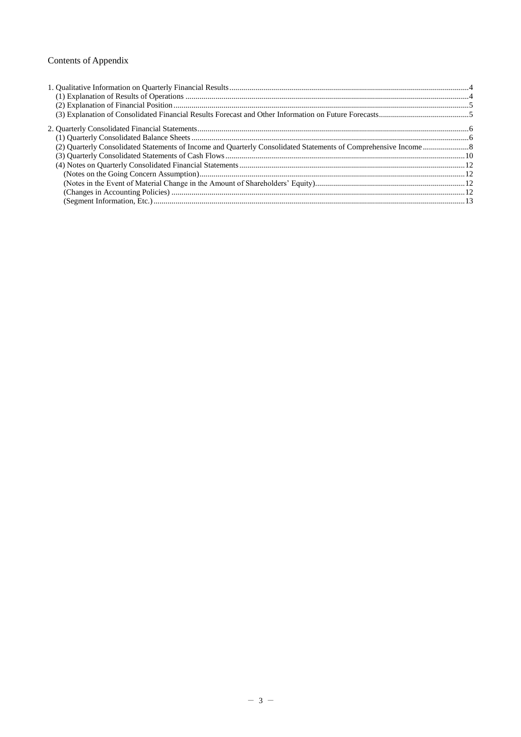Contents of Appendix

1. Qualitative Information on Quarterly Financial Results .......... 4
   (1) Explanation of Results of Operations .......... 4
   (2) Explanation of Financial Position .......... 5
   (3) Explanation of Consolidated Financial Results Forecast and Other Information on Future Forecasts .......... 5

2. Quarterly Consolidated Financial Statements .......... 6
   (1) Quarterly Consolidated Balance Sheets .......... 6
   (2) Quarterly Consolidated Statements of Income and Quarterly Consolidated Statements of Comprehensive Income .......... 8
   (3) Quarterly Consolidated Statements of Cash Flows .......... 10
   (4) Notes on Quarterly Consolidated Financial Statements .......... 12
      (Notes on the Going Concern Assumption) .......... 12
      (Notes in the Event of Material Change in the Amount of Shareholders' Equity) .......... 12
      (Changes in Accounting Policies) .......... 12
      (Segment Information, Etc.) .......... 13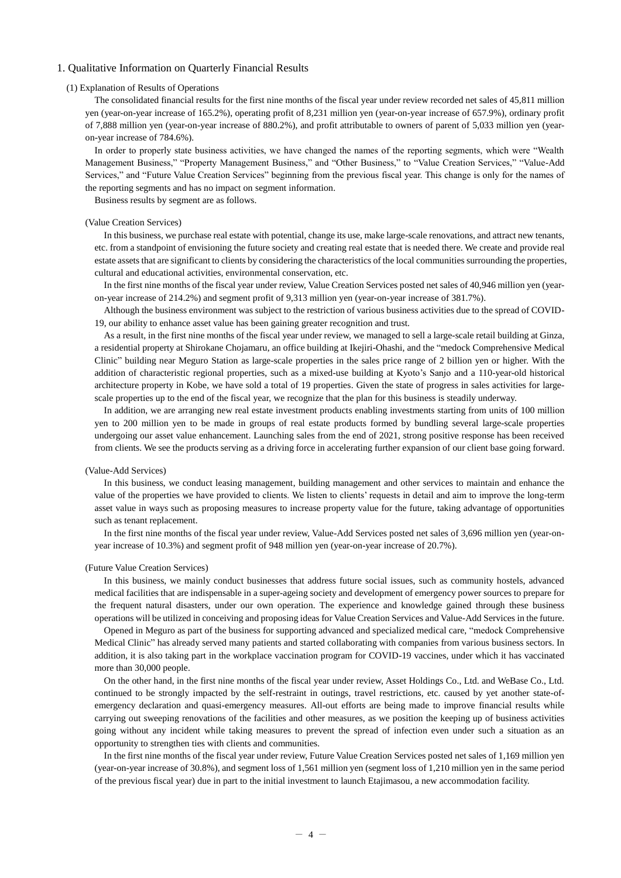## 1. Qualitative Information on Quarterly Financial Results

### (1) Explanation of Results of Operations

The consolidated financial results for the first nine months of the fiscal year under review recorded net sales of 45,811 million yen (year-on-year increase of 165.2%), operating profit of 8,231 million yen (year-on-year increase of 657.9%), ordinary profit of 7,888 million yen (year-on-year increase of 880.2%), and profit attributable to owners of parent of 5,033 million yen (year-on-year increase of 784.6%).

In order to properly state business activities, we have changed the names of the reporting segments, which were "Wealth Management Business," "Property Management Business," and "Other Business," to "Value Creation Services," "Value-Add Services," and "Future Value Creation Services" beginning from the previous fiscal year. This change is only for the names of the reporting segments and has no impact on segment information.

Business results by segment are as follows.

(Value Creation Services)

In this business, we purchase real estate with potential, change its use, make large-scale renovations, and attract new tenants, etc. from a standpoint of envisioning the future society and creating real estate that is needed there. We create and provide real estate assets that are significant to clients by considering the characteristics of the local communities surrounding the properties, cultural and educational activities, environmental conservation, etc.

In the first nine months of the fiscal year under review, Value Creation Services posted net sales of 40,946 million yen (year-on-year increase of 214.2%) and segment profit of 9,313 million yen (year-on-year increase of 381.7%).

Although the business environment was subject to the restriction of various business activities due to the spread of COVID-19, our ability to enhance asset value has been gaining greater recognition and trust.

As a result, in the first nine months of the fiscal year under review, we managed to sell a large-scale retail building at Ginza, a residential property at Shirokane Chojamaru, an office building at Ikejiri-Ohashi, and the "medock Comprehensive Medical Clinic" building near Meguro Station as large-scale properties in the sales price range of 2 billion yen or higher. With the addition of characteristic regional properties, such as a mixed-use building at Kyoto's Sanjo and a 110-year-old historical architecture property in Kobe, we have sold a total of 19 properties. Given the state of progress in sales activities for large-scale properties up to the end of the fiscal year, we recognize that the plan for this business is steadily underway.

In addition, we are arranging new real estate investment products enabling investments starting from units of 100 million yen to 200 million yen to be made in groups of real estate products formed by bundling several large-scale properties undergoing our asset value enhancement. Launching sales from the end of 2021, strong positive response has been received from clients. We see the products serving as a driving force in accelerating further expansion of our client base going forward.

(Value-Add Services)

In this business, we conduct leasing management, building management and other services to maintain and enhance the value of the properties we have provided to clients. We listen to clients' requests in detail and aim to improve the long-term asset value in ways such as proposing measures to increase property value for the future, taking advantage of opportunities such as tenant replacement.

In the first nine months of the fiscal year under review, Value-Add Services posted net sales of 3,696 million yen (year-on-year increase of 10.3%) and segment profit of 948 million yen (year-on-year increase of 20.7%).

(Future Value Creation Services)

In this business, we mainly conduct businesses that address future social issues, such as community hostels, advanced medical facilities that are indispensable in a super-ageing society and development of emergency power sources to prepare for the frequent natural disasters, under our own operation. The experience and knowledge gained through these business operations will be utilized in conceiving and proposing ideas for Value Creation Services and Value-Add Services in the future.

Opened in Meguro as part of the business for supporting advanced and specialized medical care, "medock Comprehensive Medical Clinic" has already served many patients and started collaborating with companies from various business sectors. In addition, it is also taking part in the workplace vaccination program for COVID-19 vaccines, under which it has vaccinated more than 30,000 people.

On the other hand, in the first nine months of the fiscal year under review, Asset Holdings Co., Ltd. and WeBase Co., Ltd. continued to be strongly impacted by the self-restraint in outings, travel restrictions, etc. caused by yet another state-of-emergency declaration and quasi-emergency measures. All-out efforts are being made to improve financial results while carrying out sweeping renovations of the facilities and other measures, as we position the keeping up of business activities going without any incident while taking measures to prevent the spread of infection even under such a situation as an opportunity to strengthen ties with clients and communities.

In the first nine months of the fiscal year under review, Future Value Creation Services posted net sales of 1,169 million yen (year-on-year increase of 30.8%), and segment loss of 1,561 million yen (segment loss of 1,210 million yen in the same period of the previous fiscal year) due in part to the initial investment to launch Etajimasou, a new accommodation facility.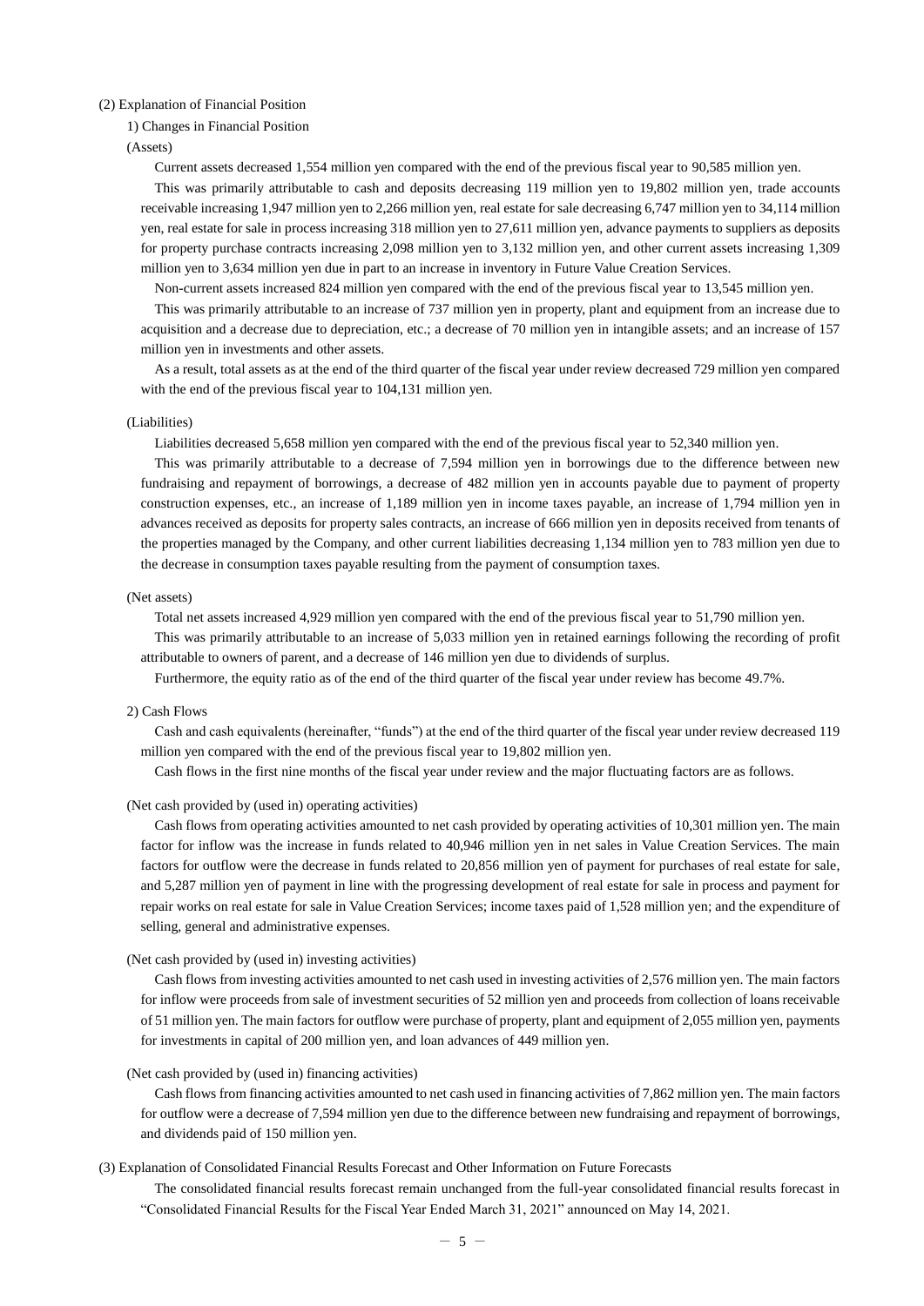### (2) Explanation of Financial Position

#### 1) Changes in Financial Position

(Assets)

Current assets decreased 1,554 million yen compared with the end of the previous fiscal year to 90,585 million yen.

This was primarily attributable to cash and deposits decreasing 119 million yen to 19,802 million yen, trade accounts receivable increasing 1,947 million yen to 2,266 million yen, real estate for sale decreasing 6,747 million yen to 34,114 million yen, real estate for sale in process increasing 318 million yen to 27,611 million yen, advance payments to suppliers as deposits for property purchase contracts increasing 2,098 million yen to 3,132 million yen, and other current assets increasing 1,309 million yen to 3,634 million yen due in part to an increase in inventory in Future Value Creation Services.

Non-current assets increased 824 million yen compared with the end of the previous fiscal year to 13,545 million yen.

This was primarily attributable to an increase of 737 million yen in property, plant and equipment from an increase due to acquisition and a decrease due to depreciation, etc.; a decrease of 70 million yen in intangible assets; and an increase of 157 million yen in investments and other assets.

As a result, total assets as at the end of the third quarter of the fiscal year under review decreased 729 million yen compared with the end of the previous fiscal year to 104,131 million yen.

(Liabilities)

Liabilities decreased 5,658 million yen compared with the end of the previous fiscal year to 52,340 million yen.

This was primarily attributable to a decrease of 7,594 million yen in borrowings due to the difference between new fundraising and repayment of borrowings, a decrease of 482 million yen in accounts payable due to payment of property construction expenses, etc., an increase of 1,189 million yen in income taxes payable, an increase of 1,794 million yen in advances received as deposits for property sales contracts, an increase of 666 million yen in deposits received from tenants of the properties managed by the Company, and other current liabilities decreasing 1,134 million yen to 783 million yen due to the decrease in consumption taxes payable resulting from the payment of consumption taxes.

(Net assets)

Total net assets increased 4,929 million yen compared with the end of the previous fiscal year to 51,790 million yen.

This was primarily attributable to an increase of 5,033 million yen in retained earnings following the recording of profit attributable to owners of parent, and a decrease of 146 million yen due to dividends of surplus.

Furthermore, the equity ratio as of the end of the third quarter of the fiscal year under review has become 49.7%.

#### 2) Cash Flows

Cash and cash equivalents (hereinafter, "funds") at the end of the third quarter of the fiscal year under review decreased 119 million yen compared with the end of the previous fiscal year to 19,802 million yen.

Cash flows in the first nine months of the fiscal year under review and the major fluctuating factors are as follows.

(Net cash provided by (used in) operating activities)

Cash flows from operating activities amounted to net cash provided by operating activities of 10,301 million yen. The main factor for inflow was the increase in funds related to 40,946 million yen in net sales in Value Creation Services. The main factors for outflow were the decrease in funds related to 20,856 million yen of payment for purchases of real estate for sale, and 5,287 million yen of payment in line with the progressing development of real estate for sale in process and payment for repair works on real estate for sale in Value Creation Services; income taxes paid of 1,528 million yen; and the expenditure of selling, general and administrative expenses.

(Net cash provided by (used in) investing activities)

Cash flows from investing activities amounted to net cash used in investing activities of 2,576 million yen. The main factors for inflow were proceeds from sale of investment securities of 52 million yen and proceeds from collection of loans receivable of 51 million yen. The main factors for outflow were purchase of property, plant and equipment of 2,055 million yen, payments for investments in capital of 200 million yen, and loan advances of 449 million yen.

(Net cash provided by (used in) financing activities)

Cash flows from financing activities amounted to net cash used in financing activities of 7,862 million yen. The main factors for outflow were a decrease of 7,594 million yen due to the difference between new fundraising and repayment of borrowings, and dividends paid of 150 million yen.

### (3) Explanation of Consolidated Financial Results Forecast and Other Information on Future Forecasts

The consolidated financial results forecast remain unchanged from the full-year consolidated financial results forecast in "Consolidated Financial Results for the Fiscal Year Ended March 31, 2021" announced on May 14, 2021.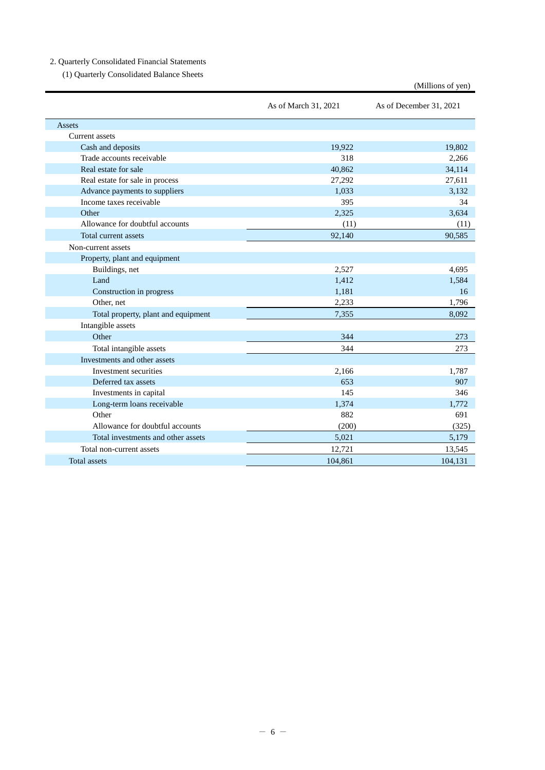2. Quarterly Consolidated Financial Statements

(1) Quarterly Consolidated Balance Sheets

(Millions of yen)

| | As of March 31, 2021 | As of December 31, 2021 |
|---|---|---|
| Assets | | |
| Current assets | | |
| Cash and deposits | 19,922 | 19,802 |
| Trade accounts receivable | 318 | 2,266 |
| Real estate for sale | 40,862 | 34,114 |
| Real estate for sale in process | 27,292 | 27,611 |
| Advance payments to suppliers | 1,033 | 3,132 |
| Income taxes receivable | 395 | 34 |
| Other | 2,325 | 3,634 |
| Allowance for doubtful accounts | (11) | (11) |
| Total current assets | 92,140 | 90,585 |
| Non-current assets | | |
| Property, plant and equipment | | |
| Buildings, net | 2,527 | 4,695 |
| Land | 1,412 | 1,584 |
| Construction in progress | 1,181 | 16 |
| Other, net | 2,233 | 1,796 |
| Total property, plant and equipment | 7,355 | 8,092 |
| Intangible assets | | |
| Other | 344 | 273 |
| Total intangible assets | 344 | 273 |
| Investments and other assets | | |
| Investment securities | 2,166 | 1,787 |
| Deferred tax assets | 653 | 907 |
| Investments in capital | 145 | 346 |
| Long-term loans receivable | 1,374 | 1,772 |
| Other | 882 | 691 |
| Allowance for doubtful accounts | (200) | (325) |
| Total investments and other assets | 5,021 | 5,179 |
| Total non-current assets | 12,721 | 13,545 |
| Total assets | 104,861 | 104,131 |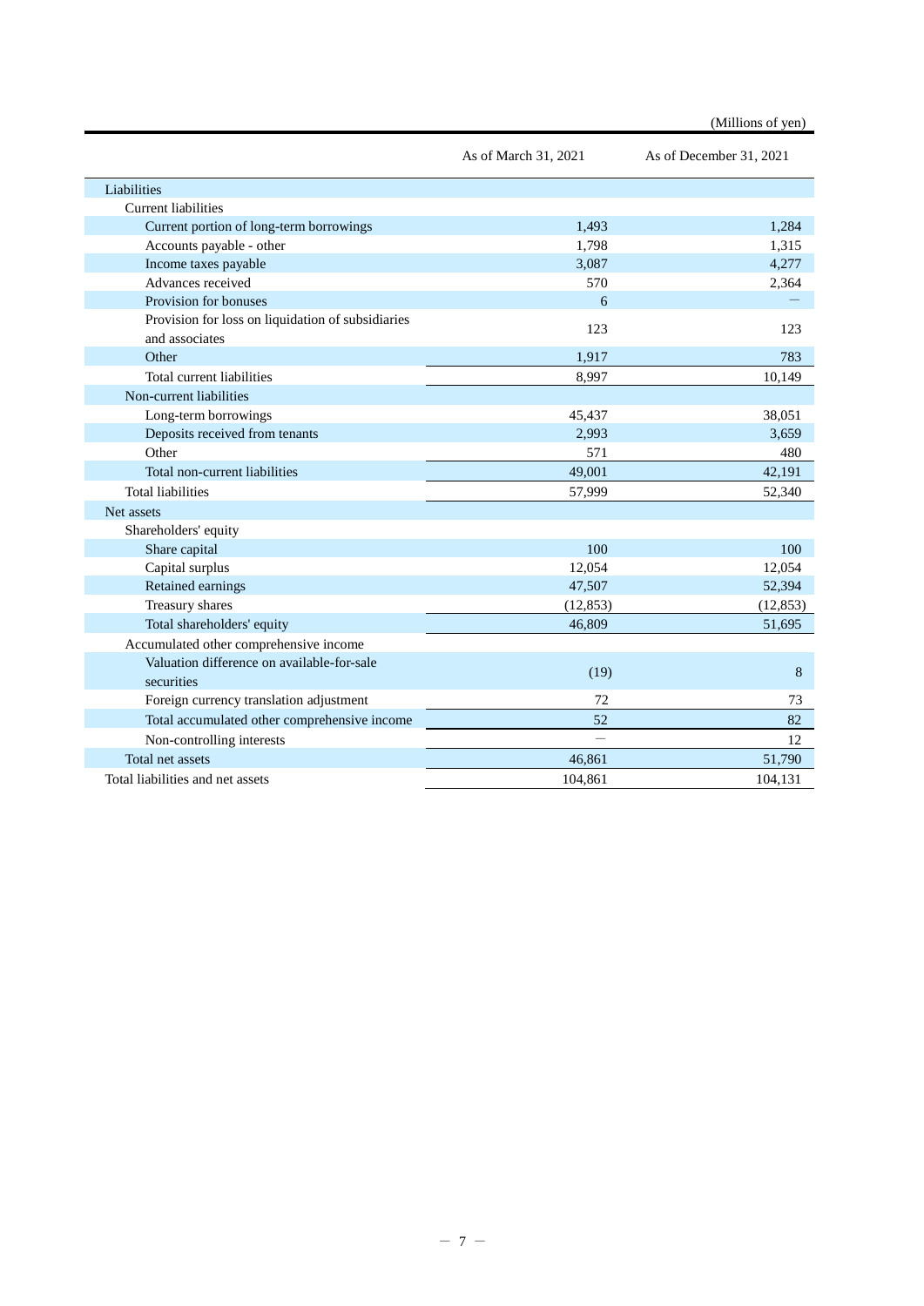(Millions of yen)

| | As of March 31, 2021 | As of December 31, 2021 |
|---|---|---|
| Liabilities | | |
| Current liabilities | | |
| Current portion of long-term borrowings | 1,493 | 1,284 |
| Accounts payable - other | 1,798 | 1,315 |
| Income taxes payable | 3,087 | 4,277 |
| Advances received | 570 | 2,364 |
| Provision for bonuses | 6 | — |
| Provision for loss on liquidation of subsidiaries and associates | 123 | 123 |
| Other | 1,917 | 783 |
| Total current liabilities | 8,997 | 10,149 |
| Non-current liabilities | | |
| Long-term borrowings | 45,437 | 38,051 |
| Deposits received from tenants | 2,993 | 3,659 |
| Other | 571 | 480 |
| Total non-current liabilities | 49,001 | 42,191 |
| Total liabilities | 57,999 | 52,340 |
| Net assets | | |
| Shareholders' equity | | |
| Share capital | 100 | 100 |
| Capital surplus | 12,054 | 12,054 |
| Retained earnings | 47,507 | 52,394 |
| Treasury shares | (12,853) | (12,853) |
| Total shareholders' equity | 46,809 | 51,695 |
| Accumulated other comprehensive income | | |
| Valuation difference on available-for-sale securities | (19) | 8 |
| Foreign currency translation adjustment | 72 | 73 |
| Total accumulated other comprehensive income | 52 | 82 |
| Non-controlling interests | — | 12 |
| Total net assets | 46,861 | 51,790 |
| Total liabilities and net assets | 104,861 | 104,131 |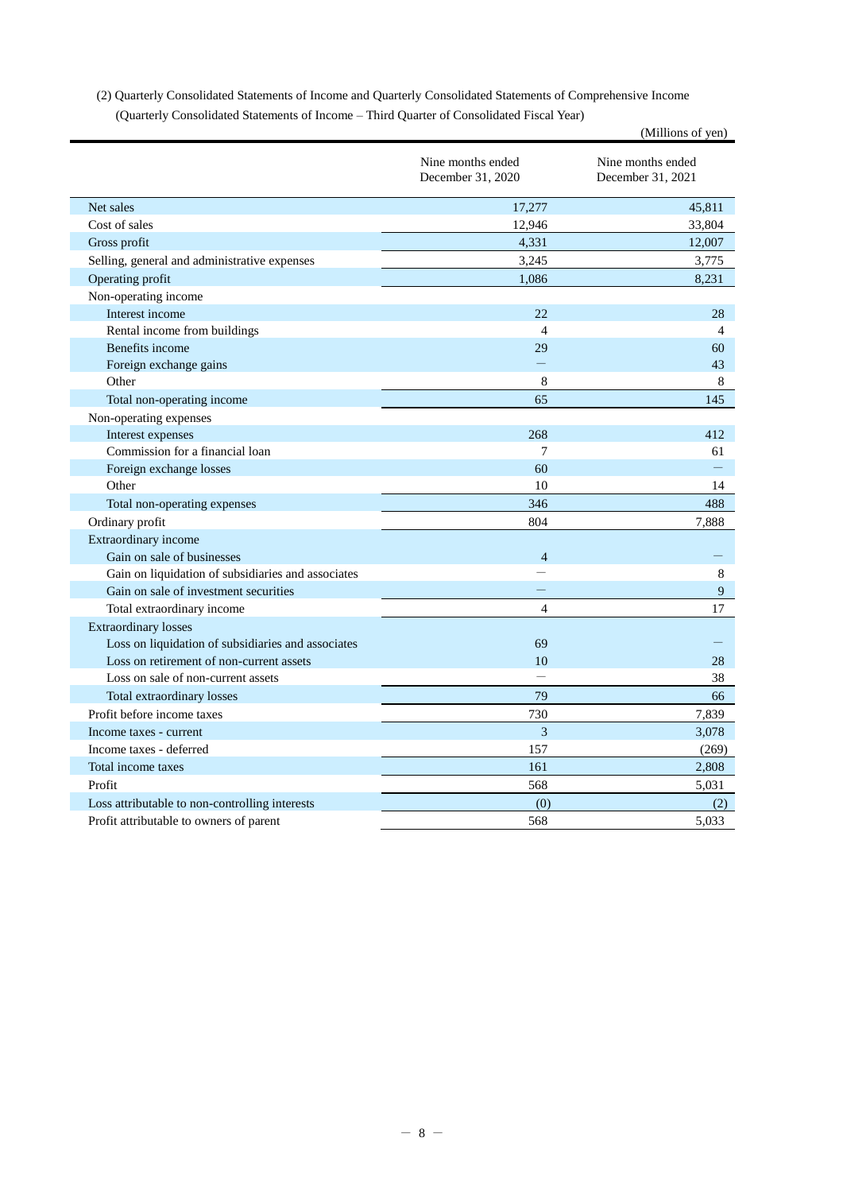(2) Quarterly Consolidated Statements of Income and Quarterly Consolidated Statements of Comprehensive Income

(Quarterly Consolidated Statements of Income – Third Quarter of Consolidated Fiscal Year)

(Millions of yen)

| | Nine months ended December 31, 2020 | Nine months ended December 31, 2021 |
|---|---|---|
| Net sales | 17,277 | 45,811 |
| Cost of sales | 12,946 | 33,804 |
| Gross profit | 4,331 | 12,007 |
| Selling, general and administrative expenses | 3,245 | 3,775 |
| Operating profit | 1,086 | 8,231 |
| Non-operating income | | |
| Interest income | 22 | 28 |
| Rental income from buildings | 4 | 4 |
| Benefits income | 29 | 60 |
| Foreign exchange gains | — | 43 |
| Other | 8 | 8 |
| Total non-operating income | 65 | 145 |
| Non-operating expenses | | |
| Interest expenses | 268 | 412 |
| Commission for a financial loan | 7 | 61 |
| Foreign exchange losses | 60 | — |
| Other | 10 | 14 |
| Total non-operating expenses | 346 | 488 |
| Ordinary profit | 804 | 7,888 |
| Extraordinary income | | |
| Gain on sale of businesses | 4 | — |
| Gain on liquidation of subsidiaries and associates | — | 8 |
| Gain on sale of investment securities | — | 9 |
| Total extraordinary income | 4 | 17 |
| Extraordinary losses | | |
| Loss on liquidation of subsidiaries and associates | 69 | — |
| Loss on retirement of non-current assets | 10 | 28 |
| Loss on sale of non-current assets | — | 38 |
| Total extraordinary losses | 79 | 66 |
| Profit before income taxes | 730 | 7,839 |
| Income taxes - current | 3 | 3,078 |
| Income taxes - deferred | 157 | (269) |
| Total income taxes | 161 | 2,808 |
| Profit | 568 | 5,031 |
| Loss attributable to non-controlling interests | (0) | (2) |
| Profit attributable to owners of parent | 568 | 5,033 |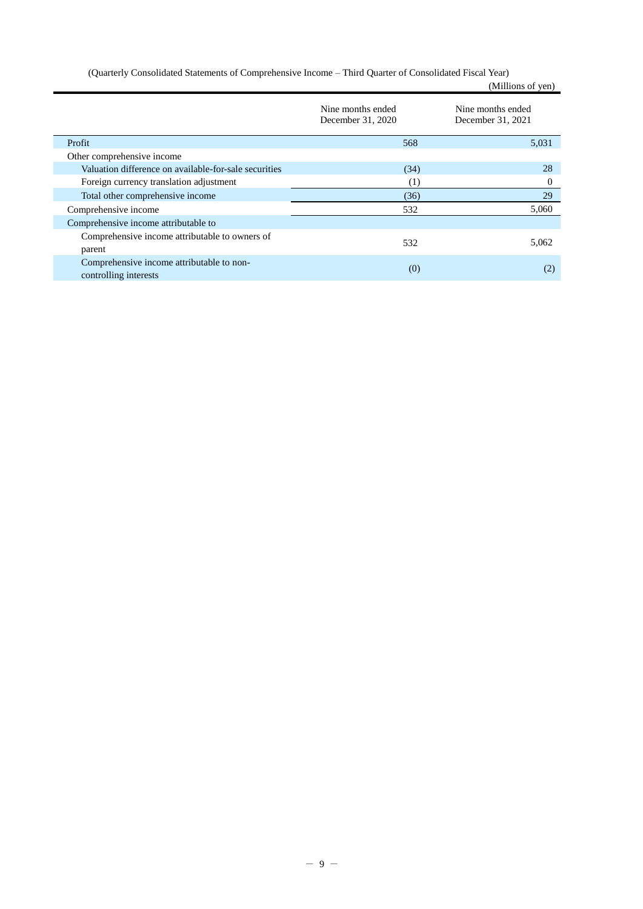(Quarterly Consolidated Statements of Comprehensive Income – Third Quarter of Consolidated Fiscal Year)

(Millions of yen)

| | Nine months ended December 31, 2020 | Nine months ended December 31, 2021 |
|---|---|---|
| Profit | 568 | 5,031 |
| Other comprehensive income | | |
| Valuation difference on available-for-sale securities | (34) | 28 |
| Foreign currency translation adjustment | (1) | 0 |
| Total other comprehensive income | (36) | 29 |
| Comprehensive income | 532 | 5,060 |
| Comprehensive income attributable to | | |
| Comprehensive income attributable to owners of parent | 532 | 5,062 |
| Comprehensive income attributable to non-controlling interests | (0) | (2) |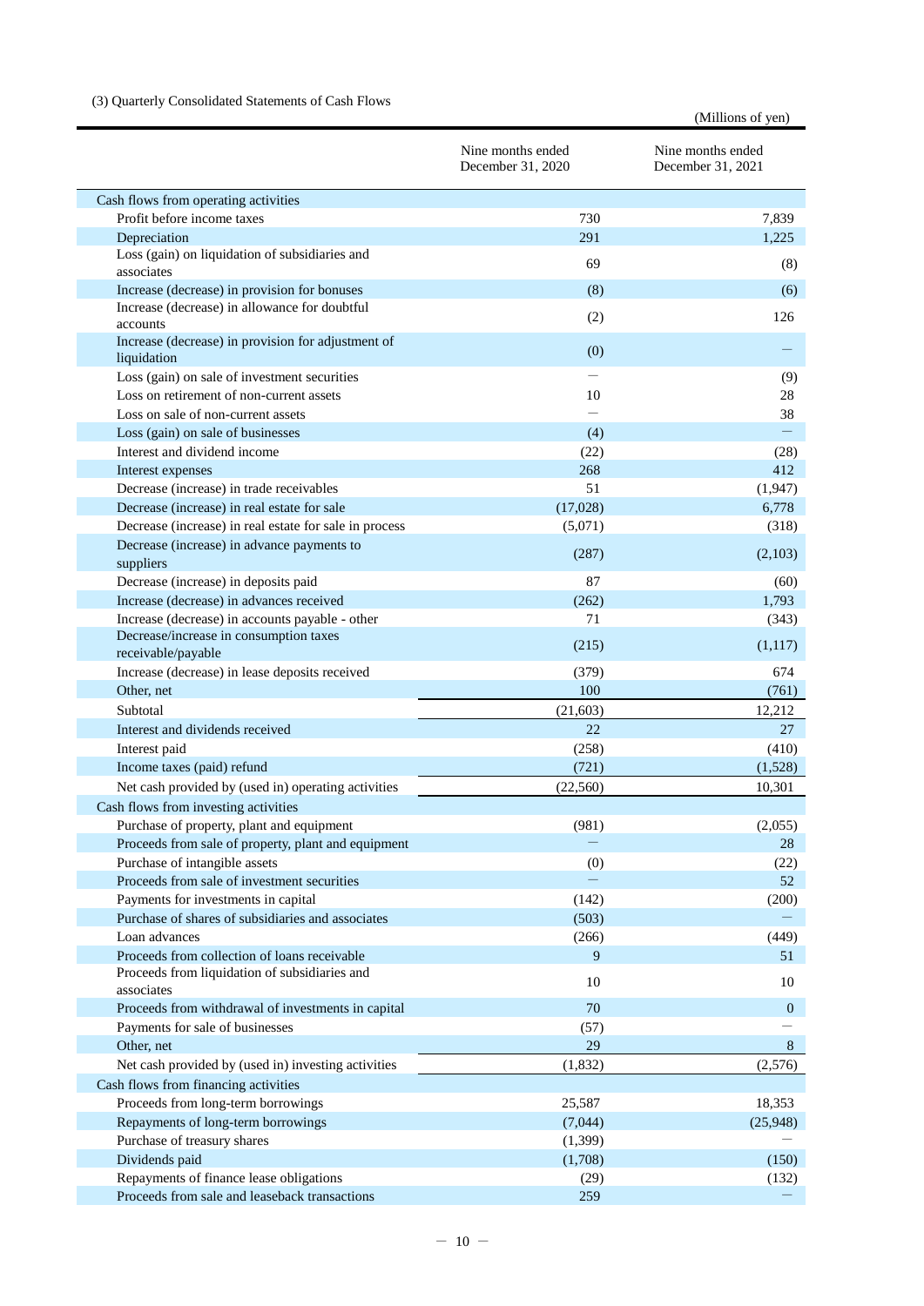(3) Quarterly Consolidated Statements of Cash Flows

(Millions of yen)

| | Nine months ended December 31, 2020 | Nine months ended December 31, 2021 |
|---|---|---|
| Cash flows from operating activities | | |
| Profit before income taxes | 730 | 7,839 |
| Depreciation | 291 | 1,225 |
| Loss (gain) on liquidation of subsidiaries and associates | 69 | (8) |
| Increase (decrease) in provision for bonuses | (8) | (6) |
| Increase (decrease) in allowance for doubtful accounts | (2) | 126 |
| Increase (decrease) in provision for adjustment of liquidation | (0) | — |
| Loss (gain) on sale of investment securities | — | (9) |
| Loss on retirement of non-current assets | 10 | 28 |
| Loss on sale of non-current assets | — | 38 |
| Loss (gain) on sale of businesses | (4) | — |
| Interest and dividend income | (22) | (28) |
| Interest expenses | 268 | 412 |
| Decrease (increase) in trade receivables | 51 | (1,947) |
| Decrease (increase) in real estate for sale | (17,028) | 6,778 |
| Decrease (increase) in real estate for sale in process | (5,071) | (318) |
| Decrease (increase) in advance payments to suppliers | (287) | (2,103) |
| Decrease (increase) in deposits paid | 87 | (60) |
| Increase (decrease) in advances received | (262) | 1,793 |
| Increase (decrease) in accounts payable - other | 71 | (343) |
| Decrease/increase in consumption taxes receivable/payable | (215) | (1,117) |
| Increase (decrease) in lease deposits received | (379) | 674 |
| Other, net | 100 | (761) |
| Subtotal | (21,603) | 12,212 |
| Interest and dividends received | 22 | 27 |
| Interest paid | (258) | (410) |
| Income taxes (paid) refund | (721) | (1,528) |
| Net cash provided by (used in) operating activities | (22,560) | 10,301 |
| Cash flows from investing activities | | |
| Purchase of property, plant and equipment | (981) | (2,055) |
| Proceeds from sale of property, plant and equipment | — | 28 |
| Purchase of intangible assets | (0) | (22) |
| Proceeds from sale of investment securities | — | 52 |
| Payments for investments in capital | (142) | (200) |
| Purchase of shares of subsidiaries and associates | (503) | — |
| Loan advances | (266) | (449) |
| Proceeds from collection of loans receivable | 9 | 51 |
| Proceeds from liquidation of subsidiaries and associates | 10 | 10 |
| Proceeds from withdrawal of investments in capital | 70 | 0 |
| Payments for sale of businesses | (57) | — |
| Other, net | 29 | 8 |
| Net cash provided by (used in) investing activities | (1,832) | (2,576) |
| Cash flows from financing activities | | |
| Proceeds from long-term borrowings | 25,587 | 18,353 |
| Repayments of long-term borrowings | (7,044) | (25,948) |
| Purchase of treasury shares | (1,399) | — |
| Dividends paid | (1,708) | (150) |
| Repayments of finance lease obligations | (29) | (132) |
| Proceeds from sale and leaseback transactions | 259 | — |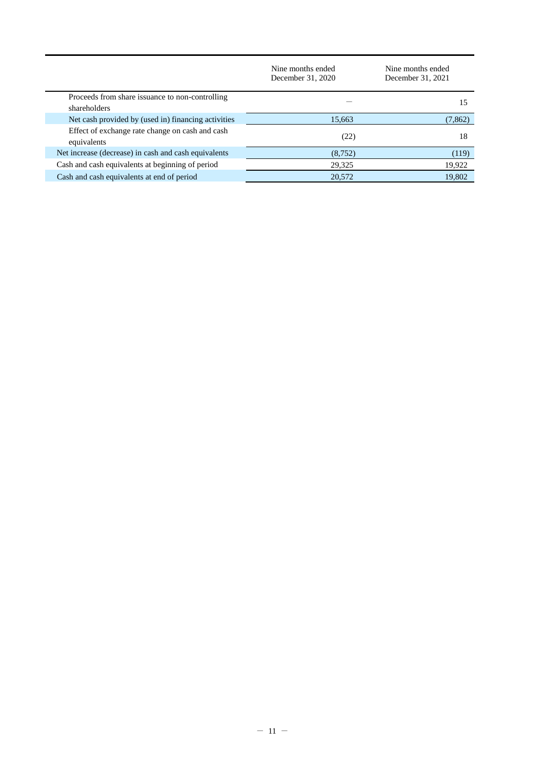| | Nine months ended December 31, 2020 | Nine months ended December 31, 2021 |
|---|---|---|
| Proceeds from share issuance to non-controlling shareholders | — | 15 |
| Net cash provided by (used in) financing activities | 15,663 | (7,862) |
| Effect of exchange rate change on cash and cash equivalents | (22) | 18 |
| Net increase (decrease) in cash and cash equivalents | (8,752) | (119) |
| Cash and cash equivalents at beginning of period | 29,325 | 19,922 |
| Cash and cash equivalents at end of period | 20,572 | 19,802 |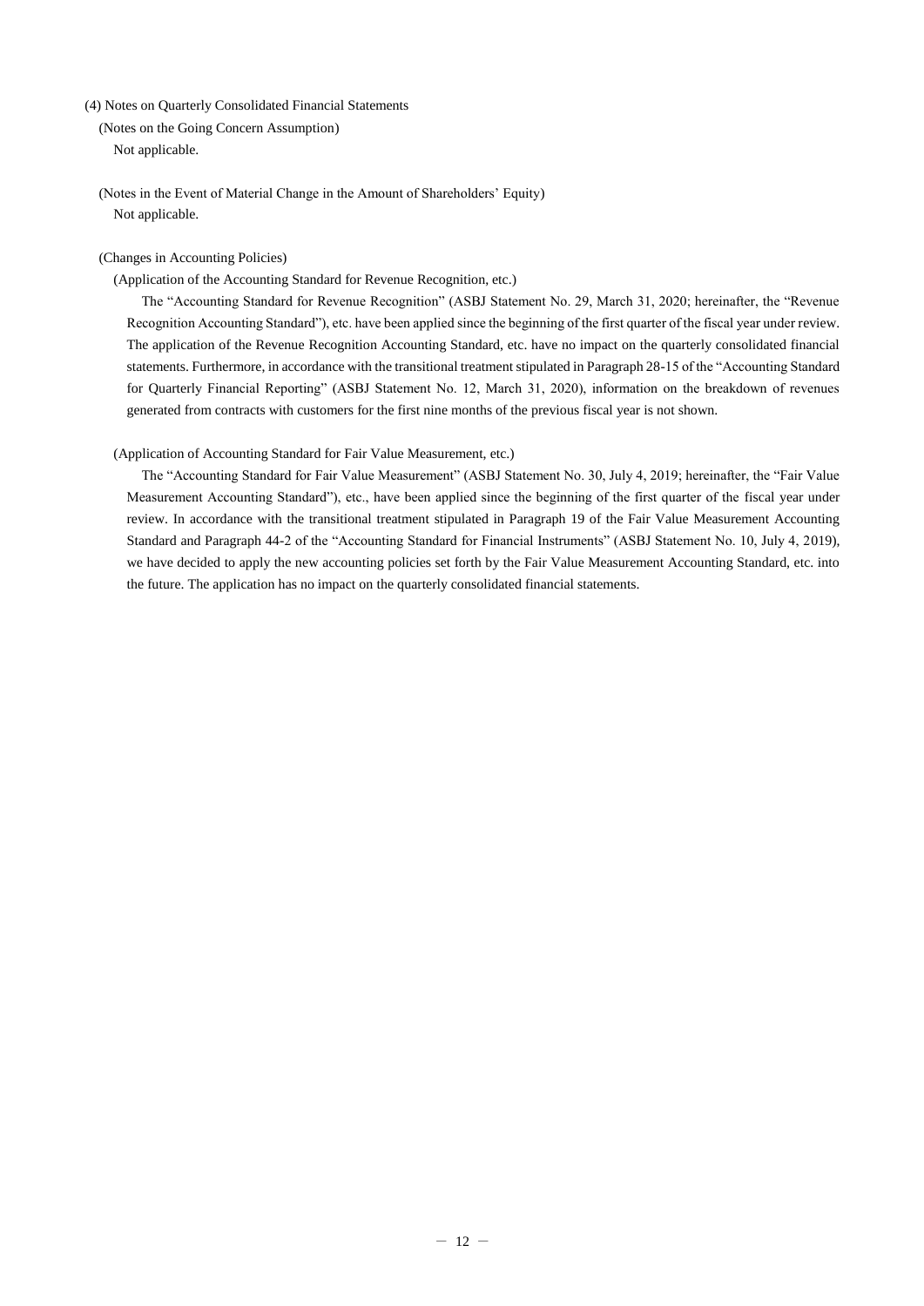### (4) Notes on Quarterly Consolidated Financial Statements

(Notes on the Going Concern Assumption)

Not applicable.

(Notes in the Event of Material Change in the Amount of Shareholders' Equity)

Not applicable.

(Changes in Accounting Policies)

(Application of the Accounting Standard for Revenue Recognition, etc.)

The "Accounting Standard for Revenue Recognition" (ASBJ Statement No. 29, March 31, 2020; hereinafter, the "Revenue Recognition Accounting Standard"), etc. have been applied since the beginning of the first quarter of the fiscal year under review. The application of the Revenue Recognition Accounting Standard, etc. have no impact on the quarterly consolidated financial statements. Furthermore, in accordance with the transitional treatment stipulated in Paragraph 28-15 of the "Accounting Standard for Quarterly Financial Reporting" (ASBJ Statement No. 12, March 31, 2020), information on the breakdown of revenues generated from contracts with customers for the first nine months of the previous fiscal year is not shown.

(Application of Accounting Standard for Fair Value Measurement, etc.)

The "Accounting Standard for Fair Value Measurement" (ASBJ Statement No. 30, July 4, 2019; hereinafter, the "Fair Value Measurement Accounting Standard"), etc., have been applied since the beginning of the first quarter of the fiscal year under review. In accordance with the transitional treatment stipulated in Paragraph 19 of the Fair Value Measurement Accounting Standard and Paragraph 44-2 of the "Accounting Standard for Financial Instruments" (ASBJ Statement No. 10, July 4, 2019), we have decided to apply the new accounting policies set forth by the Fair Value Measurement Accounting Standard, etc. into the future. The application has no impact on the quarterly consolidated financial statements.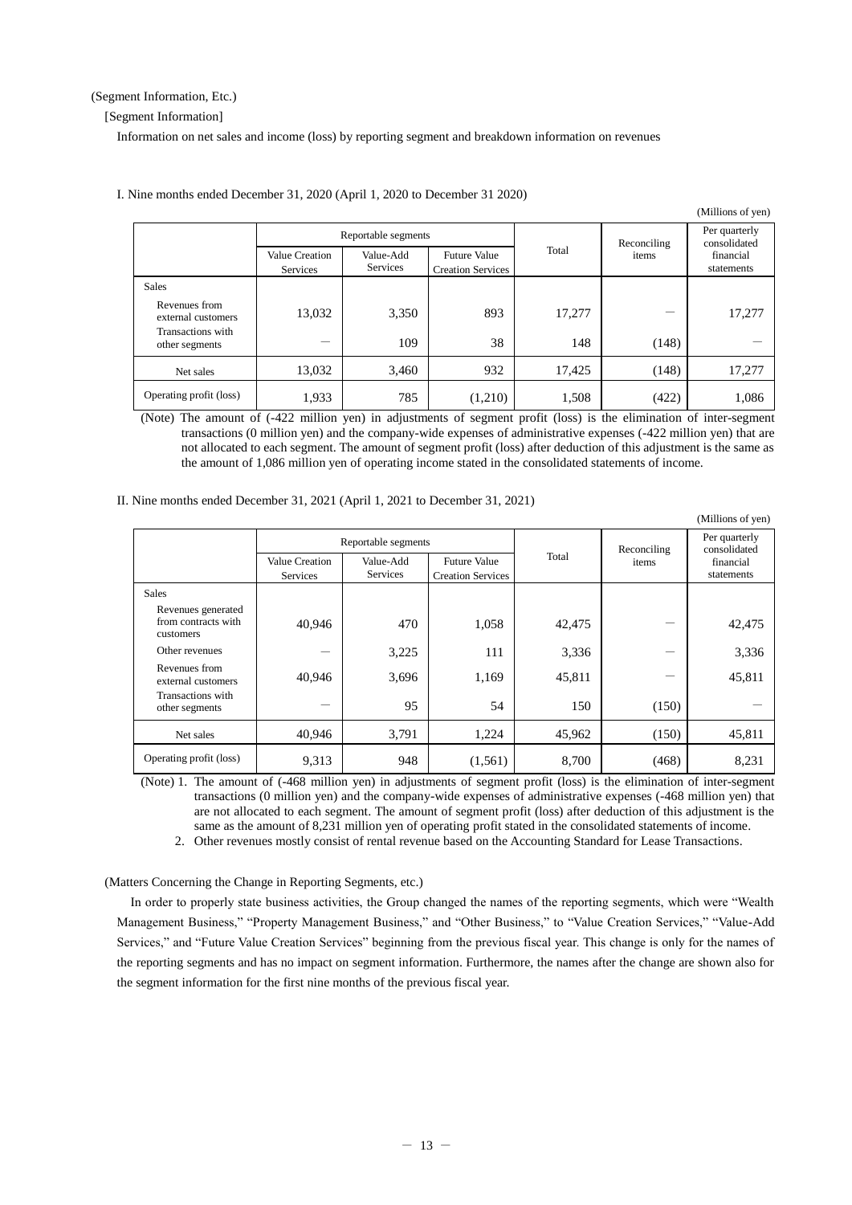(Segment Information, Etc.)

[Segment Information]

Information on net sales and income (loss) by reporting segment and breakdown information on revenues

I. Nine months ended December 31, 2020 (April 1, 2020 to December 31 2020)

(Millions of yen)

| | Reportable segments | | | Total | Reconciling items | Per quarterly consolidated financial statements |
|---|---|---|---|---|---|---|
| | Value Creation Services | Value-Add Services | Future Value Creation Services | | | |
| Sales | | | | | | |
| Revenues from external customers | 13,032 | 3,350 | 893 | 17,277 | — | 17,277 |
| Transactions with other segments | — | 109 | 38 | 148 | (148) | — |
| Net sales | 13,032 | 3,460 | 932 | 17,425 | (148) | 17,277 |
| Operating profit (loss) | 1,933 | 785 | (1,210) | 1,508 | (422) | 1,086 |

(Note) The amount of (-422 million yen) in adjustments of segment profit (loss) is the elimination of inter-segment transactions (0 million yen) and the company-wide expenses of administrative expenses (-422 million yen) that are not allocated to each segment. The amount of segment profit (loss) after deduction of this adjustment is the same as the amount of 1,086 million yen of operating income stated in the consolidated statements of income.

II. Nine months ended December 31, 2021 (April 1, 2021 to December 31, 2021)

(Millions of yen)

| | Reportable segments | | | Total | Reconciling items | Per quarterly consolidated financial statements |
|---|---|---|---|---|---|---|
| | Value Creation Services | Value-Add Services | Future Value Creation Services | | | |
| Sales | | | | | | |
| Revenues generated from contracts with customers | 40,946 | 470 | 1,058 | 42,475 | — | 42,475 |
| Other revenues | — | 3,225 | 111 | 3,336 | — | 3,336 |
| Revenues from external customers | 40,946 | 3,696 | 1,169 | 45,811 | — | 45,811 |
| Transactions with other segments | — | 95 | 54 | 150 | (150) | — |
| Net sales | 40,946 | 3,791 | 1,224 | 45,962 | (150) | 45,811 |
| Operating profit (loss) | 9,313 | 948 | (1,561) | 8,700 | (468) | 8,231 |

(Note) 1. The amount of (-468 million yen) in adjustments of segment profit (loss) is the elimination of inter-segment transactions (0 million yen) and the company-wide expenses of administrative expenses (-468 million yen) that are not allocated to each segment. The amount of segment profit (loss) after deduction of this adjustment is the same as the amount of 8,231 million yen of operating profit stated in the consolidated statements of income.

2. Other revenues mostly consist of rental revenue based on the Accounting Standard for Lease Transactions.

(Matters Concerning the Change in Reporting Segments, etc.)

In order to properly state business activities, the Group changed the names of the reporting segments, which were "Wealth Management Business," "Property Management Business," and "Other Business," to "Value Creation Services," "Value-Add Services," and "Future Value Creation Services" beginning from the previous fiscal year. This change is only for the names of the reporting segments and has no impact on segment information. Furthermore, the names after the change are shown also for the segment information for the first nine months of the previous fiscal year.